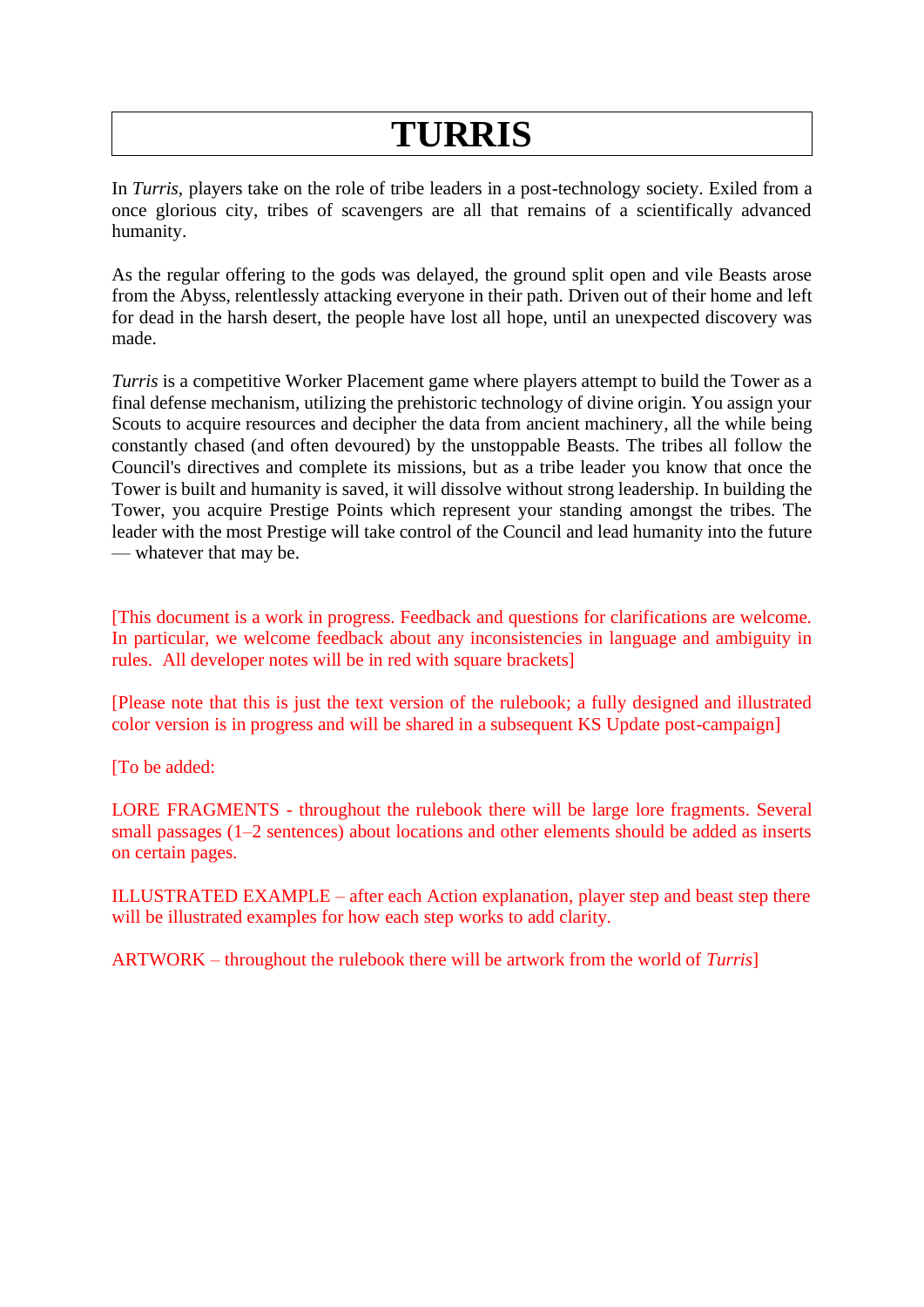# TURRIS

In *Turris*, players take on the role of tribe leaders in a post-technology society. Exiled from a once glorious city, tribes of scavengers are all that remains of a scientifically advanced humanity.

As the regular offering to the gods was delayed, the ground split open and vile Beasts arose from the Abyss, relentlessly attacking everyone in their path. Driven out of their home and left for dead in the harsh desert, the people have lost all hope, until an unexpected discovery was made.

*Turris* is a competitive Worker Placement game where players attempt to build the Tower as a final defense mechanism, utilizing the prehistoric technology of divine origin. You assign your Scouts to acquire resources and decipher the data from ancient machinery, all the while being constantly chased (and often devoured) by the unstoppable Beasts. The tribes all follow the Council's directives and complete its missions, but as a tribe leader you know that once the Tower is built and humanity is saved, it will dissolve without strong leadership. In building the Tower, you acquire Prestige Points which represent your standing amongst the tribes. The leader with the most Prestige will take control of the Council and lead humanity into the future — whatever that may be.

[This document is a work in progress. Feedback and questions for clarifications are welcome. In particular, we welcome feedback about any inconsistencies in language and ambiguity in rules. All developer notes will be in red with square brackets]

[Please note that this is just the text version of the rulebook; a fully designed and illustrated color version is in progress and will be shared in a subsequent KS Update post-campaign]

[To be added:

LORE FRAGMENTS - throughout the rulebook there will be large lore fragments. Several small passages (1–2 sentences) about locations and other elements should be added as inserts on certain pages.

ILLUSTRATED EXAMPLE – after each Action explanation, player step and beast step there will be illustrated examples for how each step works to add clarity.

ARTWORK – throughout the rulebook there will be artwork from the world of *Turris*]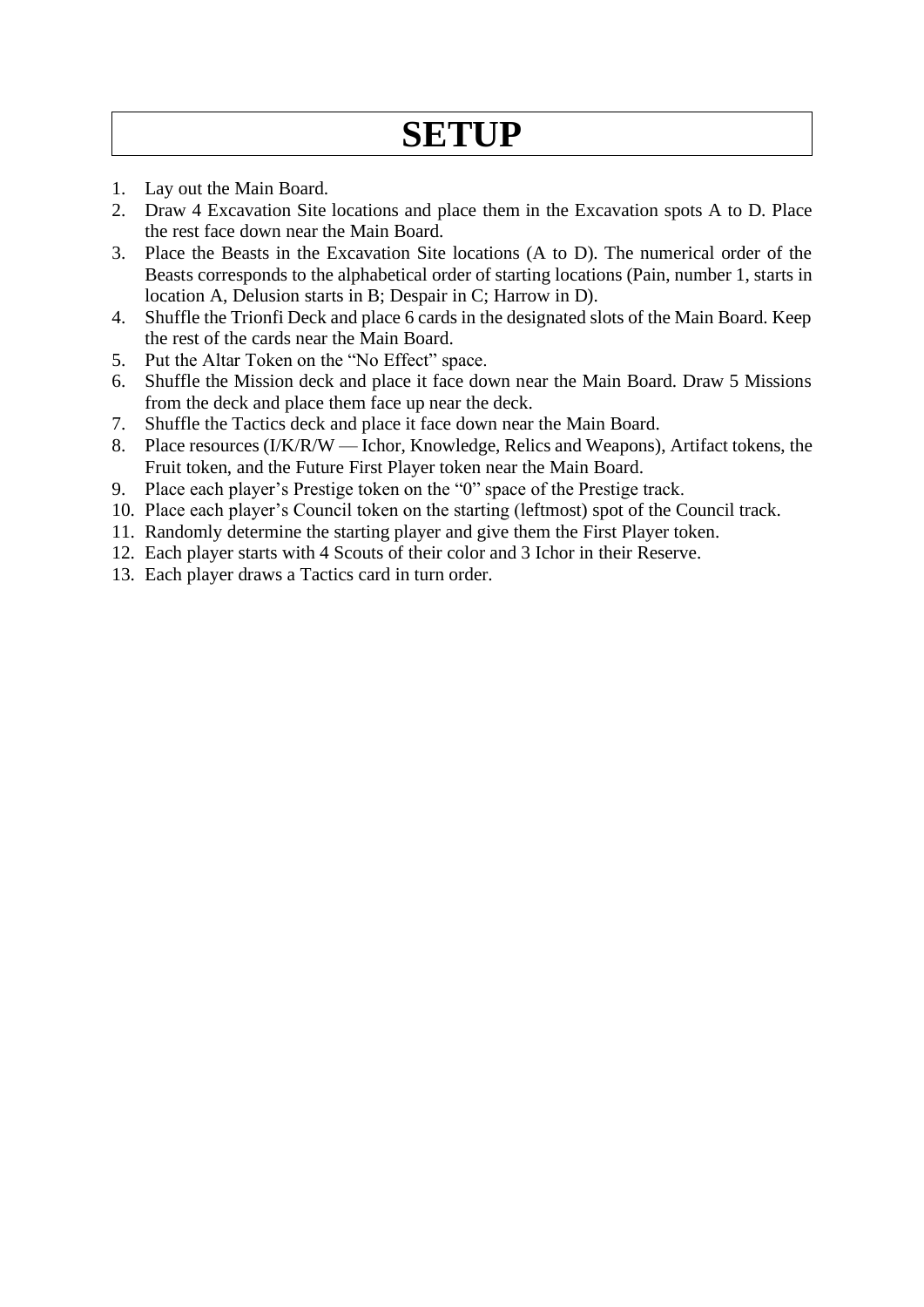# SETUP

1. Lay out the Main Board.
2. Draw 4 Excavation Site locations and place them in the Excavation spots A to D. Place the rest face down near the Main Board.
3. Place the Beasts in the Excavation Site locations (A to D). The numerical order of the Beasts corresponds to the alphabetical order of starting locations (Pain, number 1, starts in location A, Delusion starts in B; Despair in C; Harrow in D).
4. Shuffle the Trionfi Deck and place 6 cards in the designated slots of the Main Board. Keep the rest of the cards near the Main Board.
5. Put the Altar Token on the "No Effect" space.
6. Shuffle the Mission deck and place it face down near the Main Board. Draw 5 Missions from the deck and place them face up near the deck.
7. Shuffle the Tactics deck and place it face down near the Main Board.
8. Place resources (I/K/R/W — Ichor, Knowledge, Relics and Weapons), Artifact tokens, the Fruit token, and the Future First Player token near the Main Board.
9. Place each player's Prestige token on the "0" space of the Prestige track.
10. Place each player's Council token on the starting (leftmost) spot of the Council track.
11. Randomly determine the starting player and give them the First Player token.
12. Each player starts with 4 Scouts of their color and 3 Ichor in their Reserve.
13. Each player draws a Tactics card in turn order.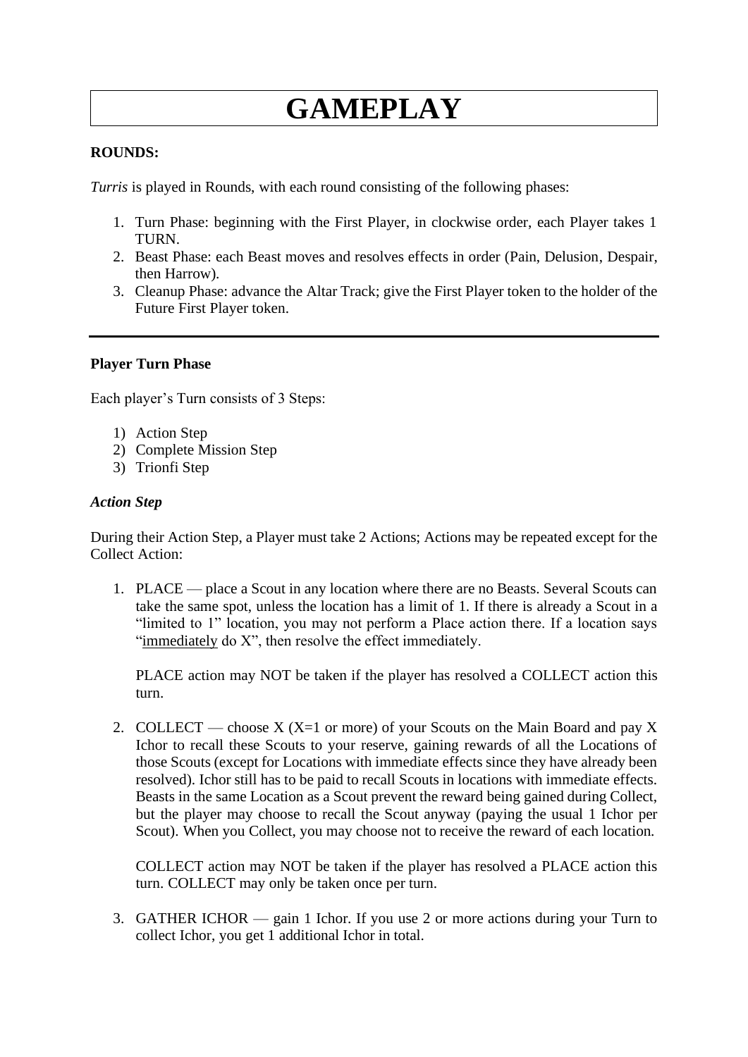# GAMEPLAY

**ROUNDS:**

*Turris* is played in Rounds, with each round consisting of the following phases:

1. Turn Phase: beginning with the First Player, in clockwise order, each Player takes 1 TURN.
2. Beast Phase: each Beast moves and resolves effects in order (Pain, Delusion, Despair, then Harrow).
3. Cleanup Phase: advance the Altar Track; give the First Player token to the holder of the Future First Player token.

---

**Player Turn Phase**

Each player's Turn consists of 3 Steps:

1) Action Step
2) Complete Mission Step
3) Trionfi Step

***Action Step***

During their Action Step, a Player must take 2 Actions; Actions may be repeated except for the Collect Action:

1. PLACE — place a Scout in any location where there are no Beasts. Several Scouts can take the same spot, unless the location has a limit of 1. If there is already a Scout in a "limited to 1" location, you may not perform a Place action there. If a location says "<u>immediately</u> do X", then resolve the effect immediately.

   PLACE action may NOT be taken if the player has resolved a COLLECT action this turn.

2. COLLECT — choose X (X=1 or more) of your Scouts on the Main Board and pay X Ichor to recall these Scouts to your reserve, gaining rewards of all the Locations of those Scouts (except for Locations with immediate effects since they have already been resolved). Ichor still has to be paid to recall Scouts in locations with immediate effects. Beasts in the same Location as a Scout prevent the reward being gained during Collect, but the player may choose to recall the Scout anyway (paying the usual 1 Ichor per Scout). When you Collect, you may choose not to receive the reward of each location.

   COLLECT action may NOT be taken if the player has resolved a PLACE action this turn. COLLECT may only be taken once per turn.

3. GATHER ICHOR — gain 1 Ichor. If you use 2 or more actions during your Turn to collect Ichor, you get 1 additional Ichor in total.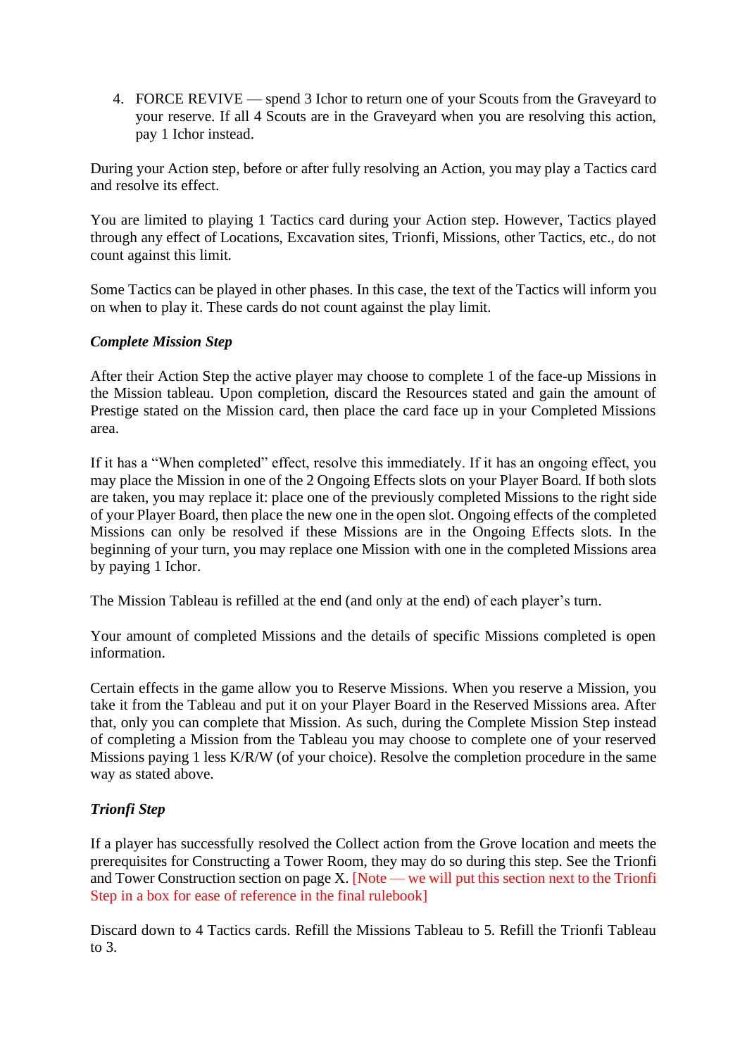4. FORCE REVIVE — spend 3 Ichor to return one of your Scouts from the Graveyard to your reserve. If all 4 Scouts are in the Graveyard when you are resolving this action, pay 1 Ichor instead.

During your Action step, before or after fully resolving an Action, you may play a Tactics card and resolve its effect.

You are limited to playing 1 Tactics card during your Action step. However, Tactics played through any effect of Locations, Excavation sites, Trionfi, Missions, other Tactics, etc., do not count against this limit.

Some Tactics can be played in other phases. In this case, the text of the Tactics will inform you on when to play it. These cards do not count against the play limit.

***Complete Mission Step***

After their Action Step the active player may choose to complete 1 of the face-up Missions in the Mission tableau. Upon completion, discard the Resources stated and gain the amount of Prestige stated on the Mission card, then place the card face up in your Completed Missions area.

If it has a "When completed" effect, resolve this immediately. If it has an ongoing effect, you may place the Mission in one of the 2 Ongoing Effects slots on your Player Board. If both slots are taken, you may replace it: place one of the previously completed Missions to the right side of your Player Board, then place the new one in the open slot. Ongoing effects of the completed Missions can only be resolved if these Missions are in the Ongoing Effects slots. In the beginning of your turn, you may replace one Mission with one in the completed Missions area by paying 1 Ichor.

The Mission Tableau is refilled at the end (and only at the end) of each player's turn.

Your amount of completed Missions and the details of specific Missions completed is open information.

Certain effects in the game allow you to Reserve Missions. When you reserve a Mission, you take it from the Tableau and put it on your Player Board in the Reserved Missions area. After that, only you can complete that Mission. As such, during the Complete Mission Step instead of completing a Mission from the Tableau you may choose to complete one of your reserved Missions paying 1 less K/R/W (of your choice). Resolve the completion procedure in the same way as stated above.

***Trionfi Step***

If a player has successfully resolved the Collect action from the Grove location and meets the prerequisites for Constructing a Tower Room, they may do so during this step. See the Trionfi and Tower Construction section on page X. [Note — we will put this section next to the Trionfi Step in a box for ease of reference in the final rulebook]

Discard down to 4 Tactics cards. Refill the Missions Tableau to 5. Refill the Trionfi Tableau to 3.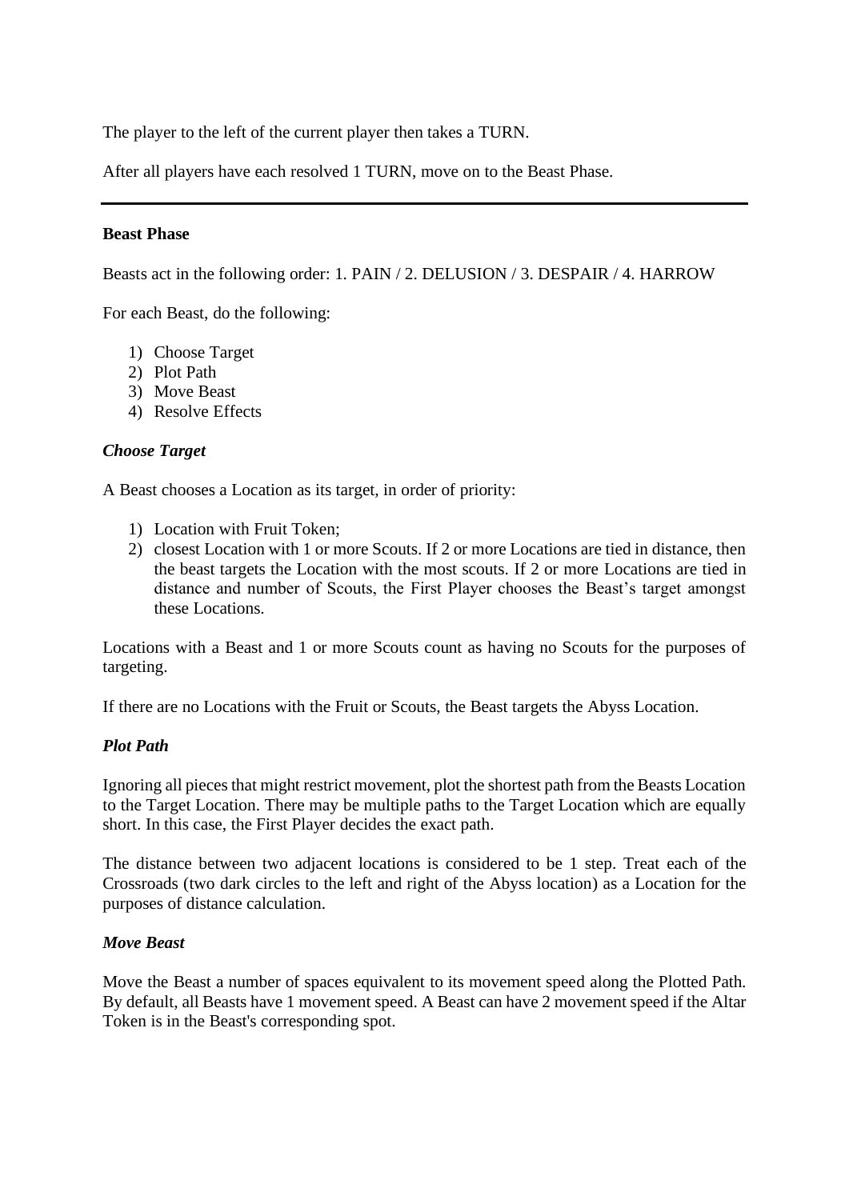The player to the left of the current player then takes a TURN.

After all players have each resolved 1 TURN, move on to the Beast Phase.

---

**Beast Phase**

Beasts act in the following order: 1. PAIN / 2. DELUSION / 3. DESPAIR / 4. HARROW

For each Beast, do the following:

1) Choose Target
2) Plot Path
3) Move Beast
4) Resolve Effects

***Choose Target***

A Beast chooses a Location as its target, in order of priority:

1) Location with Fruit Token;
2) closest Location with 1 or more Scouts. If 2 or more Locations are tied in distance, then the beast targets the Location with the most scouts. If 2 or more Locations are tied in distance and number of Scouts, the First Player chooses the Beast's target amongst these Locations.

Locations with a Beast and 1 or more Scouts count as having no Scouts for the purposes of targeting.

If there are no Locations with the Fruit or Scouts, the Beast targets the Abyss Location.

***Plot Path***

Ignoring all pieces that might restrict movement, plot the shortest path from the Beasts Location to the Target Location. There may be multiple paths to the Target Location which are equally short. In this case, the First Player decides the exact path.

The distance between two adjacent locations is considered to be 1 step. Treat each of the Crossroads (two dark circles to the left and right of the Abyss location) as a Location for the purposes of distance calculation.

***Move Beast***

Move the Beast a number of spaces equivalent to its movement speed along the Plotted Path. By default, all Beasts have 1 movement speed. A Beast can have 2 movement speed if the Altar Token is in the Beast's corresponding spot.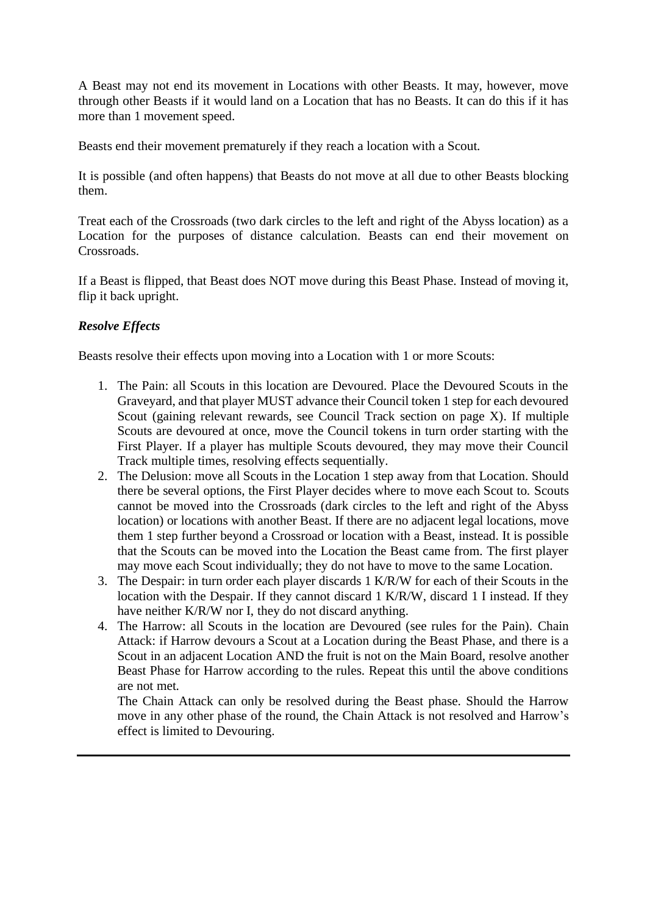A Beast may not end its movement in Locations with other Beasts. It may, however, move through other Beasts if it would land on a Location that has no Beasts. It can do this if it has more than 1 movement speed.

Beasts end their movement prematurely if they reach a location with a Scout.

It is possible (and often happens) that Beasts do not move at all due to other Beasts blocking them.

Treat each of the Crossroads (two dark circles to the left and right of the Abyss location) as a Location for the purposes of distance calculation. Beasts can end their movement on Crossroads.

If a Beast is flipped, that Beast does NOT move during this Beast Phase. Instead of moving it, flip it back upright.

### *Resolve Effects*

Beasts resolve their effects upon moving into a Location with 1 or more Scouts:

1. The Pain: all Scouts in this location are Devoured. Place the Devoured Scouts in the Graveyard, and that player MUST advance their Council token 1 step for each devoured Scout (gaining relevant rewards, see Council Track section on page X). If multiple Scouts are devoured at once, move the Council tokens in turn order starting with the First Player. If a player has multiple Scouts devoured, they may move their Council Track multiple times, resolving effects sequentially.
2. The Delusion: move all Scouts in the Location 1 step away from that Location. Should there be several options, the First Player decides where to move each Scout to. Scouts cannot be moved into the Crossroads (dark circles to the left and right of the Abyss location) or locations with another Beast. If there are no adjacent legal locations, move them 1 step further beyond a Crossroad or location with a Beast, instead. It is possible that the Scouts can be moved into the Location the Beast came from. The first player may move each Scout individually; they do not have to move to the same Location.
3. The Despair: in turn order each player discards 1 K/R/W for each of their Scouts in the location with the Despair. If they cannot discard 1 K/R/W, discard 1 I instead. If they have neither K/R/W nor I, they do not discard anything.
4. The Harrow: all Scouts in the location are Devoured (see rules for the Pain). Chain Attack: if Harrow devours a Scout at a Location during the Beast Phase, and there is a Scout in an adjacent Location AND the fruit is not on the Main Board, resolve another Beast Phase for Harrow according to the rules. Repeat this until the above conditions are not met.

   The Chain Attack can only be resolved during the Beast phase. Should the Harrow move in any other phase of the round, the Chain Attack is not resolved and Harrow's effect is limited to Devouring.

---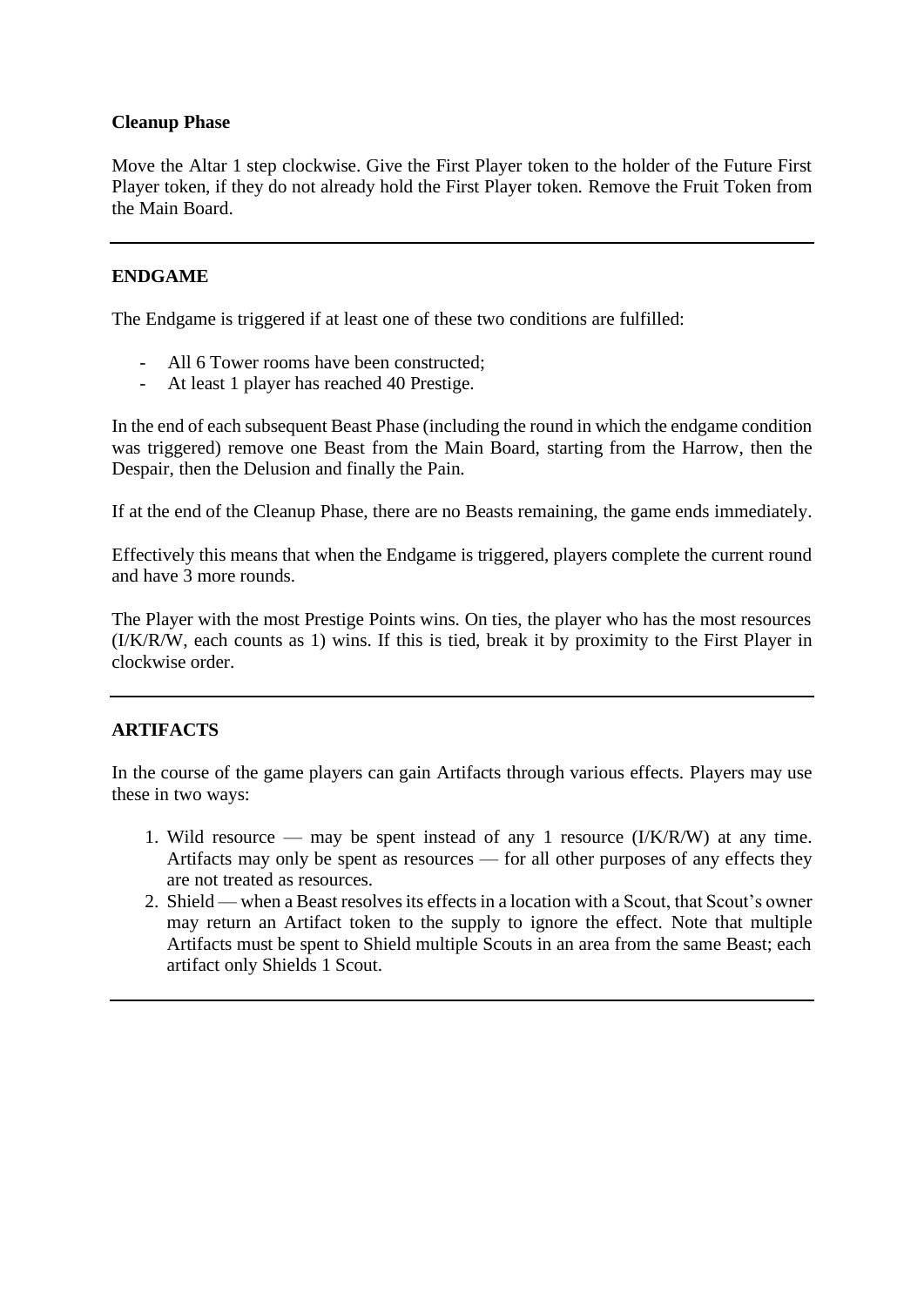**Cleanup Phase**

Move the Altar 1 step clockwise. Give the First Player token to the holder of the Future First Player token, if they do not already hold the First Player token. Remove the Fruit Token from the Main Board.

---

**ENDGAME**

The Endgame is triggered if at least one of these two conditions are fulfilled:

- All 6 Tower rooms have been constructed;
- At least 1 player has reached 40 Prestige.

In the end of each subsequent Beast Phase (including the round in which the endgame condition was triggered) remove one Beast from the Main Board, starting from the Harrow, then the Despair, then the Delusion and finally the Pain.

If at the end of the Cleanup Phase, there are no Beasts remaining, the game ends immediately.

Effectively this means that when the Endgame is triggered, players complete the current round and have 3 more rounds.

The Player with the most Prestige Points wins. On ties, the player who has the most resources (I/K/R/W, each counts as 1) wins. If this is tied, break it by proximity to the First Player in clockwise order.

---

**ARTIFACTS**

In the course of the game players can gain Artifacts through various effects. Players may use these in two ways:

1. Wild resource — may be spent instead of any 1 resource (I/K/R/W) at any time. Artifacts may only be spent as resources — for all other purposes of any effects they are not treated as resources.
2. Shield — when a Beast resolves its effects in a location with a Scout, that Scout's owner may return an Artifact token to the supply to ignore the effect. Note that multiple Artifacts must be spent to Shield multiple Scouts in an area from the same Beast; each artifact only Shields 1 Scout.

---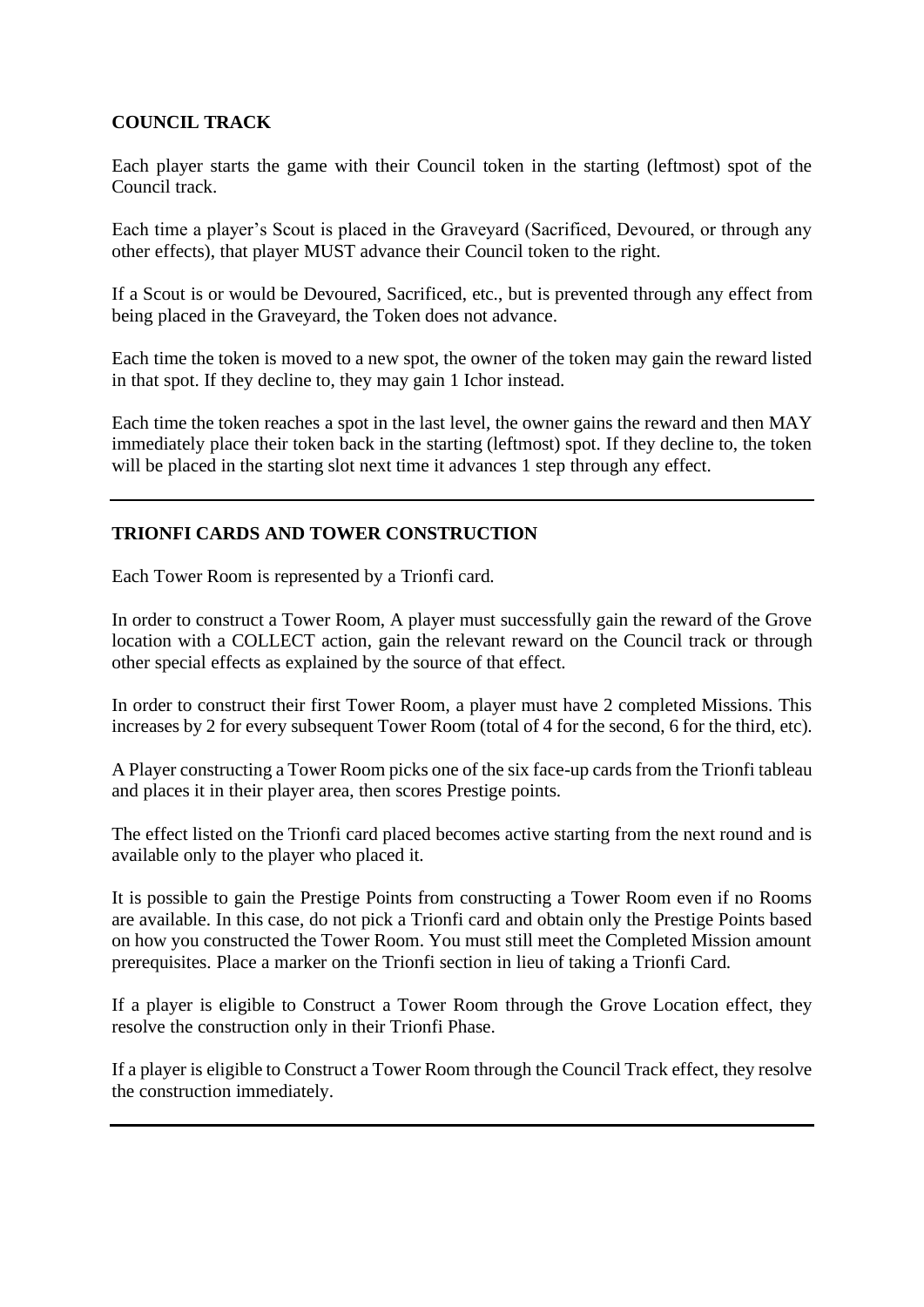## COUNCIL TRACK

Each player starts the game with their Council token in the starting (leftmost) spot of the Council track.

Each time a player's Scout is placed in the Graveyard (Sacrificed, Devoured, or through any other effects), that player MUST advance their Council token to the right.

If a Scout is or would be Devoured, Sacrificed, etc., but is prevented through any effect from being placed in the Graveyard, the Token does not advance.

Each time the token is moved to a new spot, the owner of the token may gain the reward listed in that spot. If they decline to, they may gain 1 Ichor instead.

Each time the token reaches a spot in the last level, the owner gains the reward and then MAY immediately place their token back in the starting (leftmost) spot. If they decline to, the token will be placed in the starting slot next time it advances 1 step through any effect.

---

## TRIONFI CARDS AND TOWER CONSTRUCTION

Each Tower Room is represented by a Trionfi card.

In order to construct a Tower Room, A player must successfully gain the reward of the Grove location with a COLLECT action, gain the relevant reward on the Council track or through other special effects as explained by the source of that effect.

In order to construct their first Tower Room, a player must have 2 completed Missions. This increases by 2 for every subsequent Tower Room (total of 4 for the second, 6 for the third, etc).

A Player constructing a Tower Room picks one of the six face-up cards from the Trionfi tableau and places it in their player area, then scores Prestige points.

The effect listed on the Trionfi card placed becomes active starting from the next round and is available only to the player who placed it.

It is possible to gain the Prestige Points from constructing a Tower Room even if no Rooms are available. In this case, do not pick a Trionfi card and obtain only the Prestige Points based on how you constructed the Tower Room. You must still meet the Completed Mission amount prerequisites. Place a marker on the Trionfi section in lieu of taking a Trionfi Card.

If a player is eligible to Construct a Tower Room through the Grove Location effect, they resolve the construction only in their Trionfi Phase.

If a player is eligible to Construct a Tower Room through the Council Track effect, they resolve the construction immediately.

---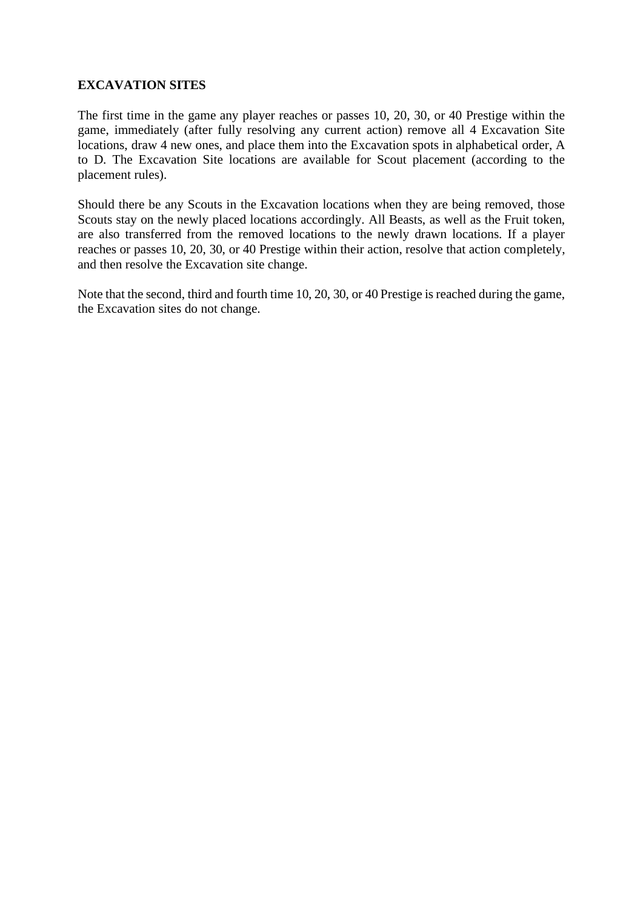**EXCAVATION SITES**

The first time in the game any player reaches or passes 10, 20, 30, or 40 Prestige within the game, immediately (after fully resolving any current action) remove all 4 Excavation Site locations, draw 4 new ones, and place them into the Excavation spots in alphabetical order, A to D. The Excavation Site locations are available for Scout placement (according to the placement rules).

Should there be any Scouts in the Excavation locations when they are being removed, those Scouts stay on the newly placed locations accordingly. All Beasts, as well as the Fruit token, are also transferred from the removed locations to the newly drawn locations. If a player reaches or passes 10, 20, 30, or 40 Prestige within their action, resolve that action completely, and then resolve the Excavation site change.

Note that the second, third and fourth time 10, 20, 30, or 40 Prestige is reached during the game, the Excavation sites do not change.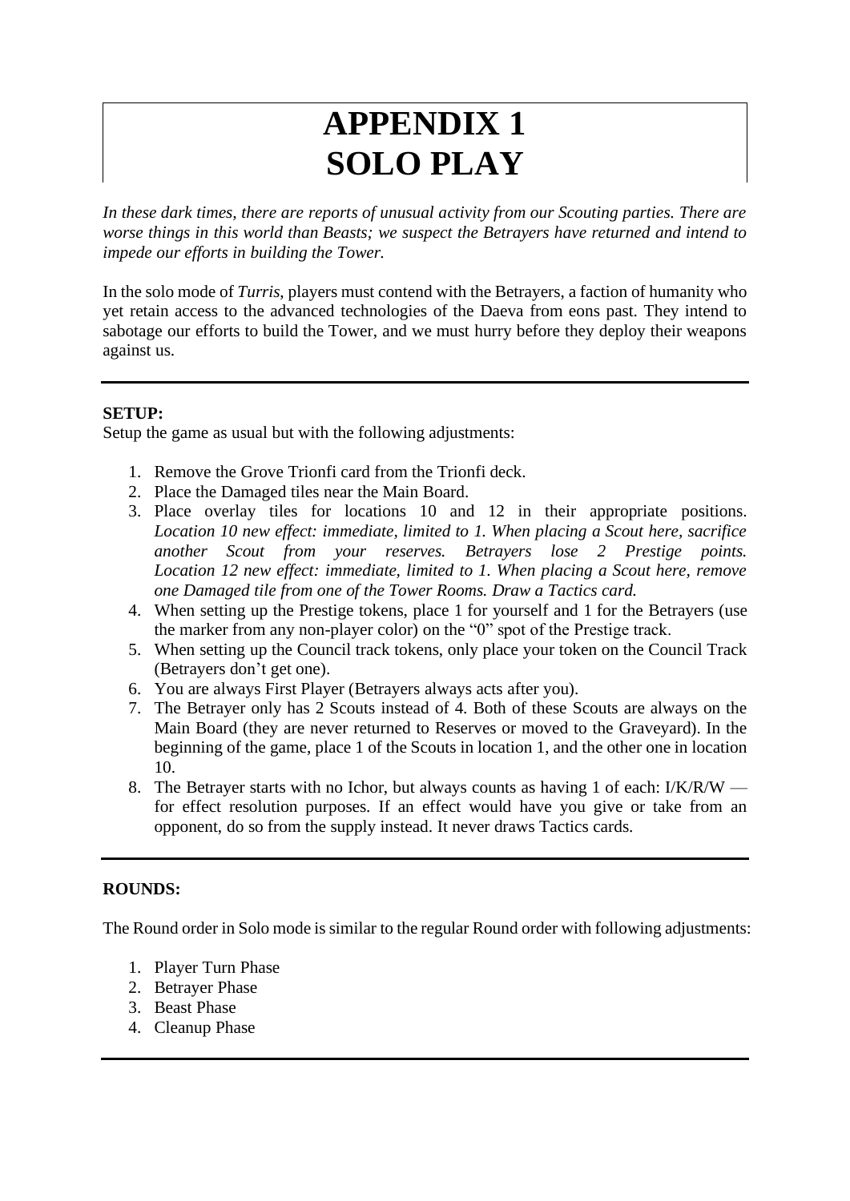# APPENDIX 1
# SOLO PLAY

*In these dark times, there are reports of unusual activity from our Scouting parties. There are worse things in this world than Beasts; we suspect the Betrayers have returned and intend to impede our efforts in building the Tower.*

In the solo mode of *Turris*, players must contend with the Betrayers, a faction of humanity who yet retain access to the advanced technologies of the Daeva from eons past. They intend to sabotage our efforts to build the Tower, and we must hurry before they deploy their weapons against us.

---

**SETUP:**

Setup the game as usual but with the following adjustments:

1. Remove the Grove Trionfi card from the Trionfi deck.
2. Place the Damaged tiles near the Main Board.
3. Place overlay tiles for locations 10 and 12 in their appropriate positions. *Location 10 new effect: immediate, limited to 1. When placing a Scout here, sacrifice another Scout from your reserves. Betrayers lose 2 Prestige points. Location 12 new effect: immediate, limited to 1. When placing a Scout here, remove one Damaged tile from one of the Tower Rooms. Draw a Tactics card.*
4. When setting up the Prestige tokens, place 1 for yourself and 1 for the Betrayers (use the marker from any non-player color) on the "0" spot of the Prestige track.
5. When setting up the Council track tokens, only place your token on the Council Track (Betrayers don't get one).
6. You are always First Player (Betrayers always acts after you).
7. The Betrayer only has 2 Scouts instead of 4. Both of these Scouts are always on the Main Board (they are never returned to Reserves or moved to the Graveyard). In the beginning of the game, place 1 of the Scouts in location 1, and the other one in location 10.
8. The Betrayer starts with no Ichor, but always counts as having 1 of each: I/K/R/W — for effect resolution purposes. If an effect would have you give or take from an opponent, do so from the supply instead. It never draws Tactics cards.

---

**ROUNDS:**

The Round order in Solo mode is similar to the regular Round order with following adjustments:

1. Player Turn Phase
2. Betrayer Phase
3. Beast Phase
4. Cleanup Phase

---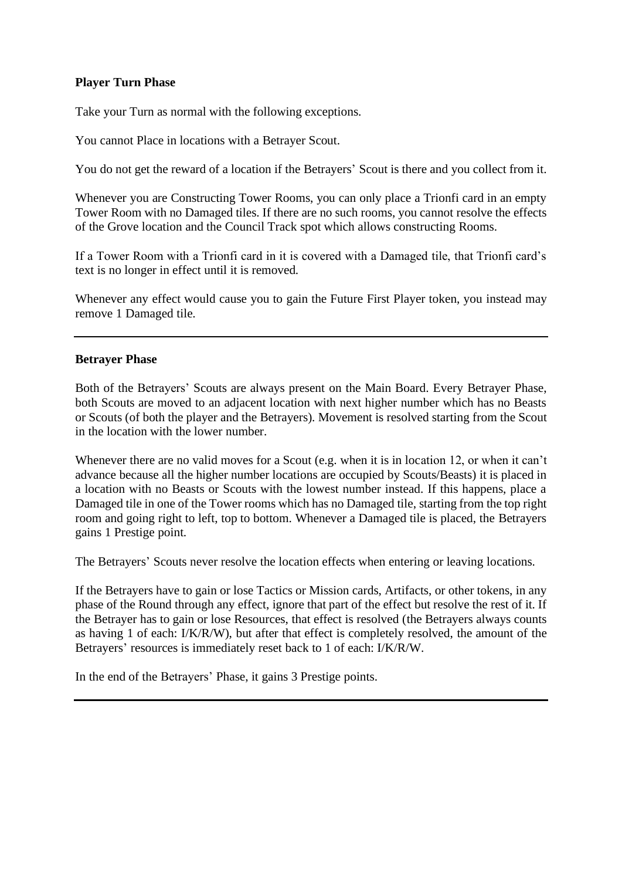**Player Turn Phase**

Take your Turn as normal with the following exceptions.

You cannot Place in locations with a Betrayer Scout.

You do not get the reward of a location if the Betrayers' Scout is there and you collect from it.

Whenever you are Constructing Tower Rooms, you can only place a Trionfi card in an empty Tower Room with no Damaged tiles. If there are no such rooms, you cannot resolve the effects of the Grove location and the Council Track spot which allows constructing Rooms.

If a Tower Room with a Trionfi card in it is covered with a Damaged tile, that Trionfi card's text is no longer in effect until it is removed.

Whenever any effect would cause you to gain the Future First Player token, you instead may remove 1 Damaged tile.

---

**Betrayer Phase**

Both of the Betrayers' Scouts are always present on the Main Board. Every Betrayer Phase, both Scouts are moved to an adjacent location with next higher number which has no Beasts or Scouts (of both the player and the Betrayers). Movement is resolved starting from the Scout in the location with the lower number.

Whenever there are no valid moves for a Scout (e.g. when it is in location 12, or when it can't advance because all the higher number locations are occupied by Scouts/Beasts) it is placed in a location with no Beasts or Scouts with the lowest number instead. If this happens, place a Damaged tile in one of the Tower rooms which has no Damaged tile, starting from the top right room and going right to left, top to bottom. Whenever a Damaged tile is placed, the Betrayers gains 1 Prestige point.

The Betrayers' Scouts never resolve the location effects when entering or leaving locations.

If the Betrayers have to gain or lose Tactics or Mission cards, Artifacts, or other tokens, in any phase of the Round through any effect, ignore that part of the effect but resolve the rest of it. If the Betrayer has to gain or lose Resources, that effect is resolved (the Betrayers always counts as having 1 of each: I/K/R/W), but after that effect is completely resolved, the amount of the Betrayers' resources is immediately reset back to 1 of each: I/K/R/W.

In the end of the Betrayers' Phase, it gains 3 Prestige points.

---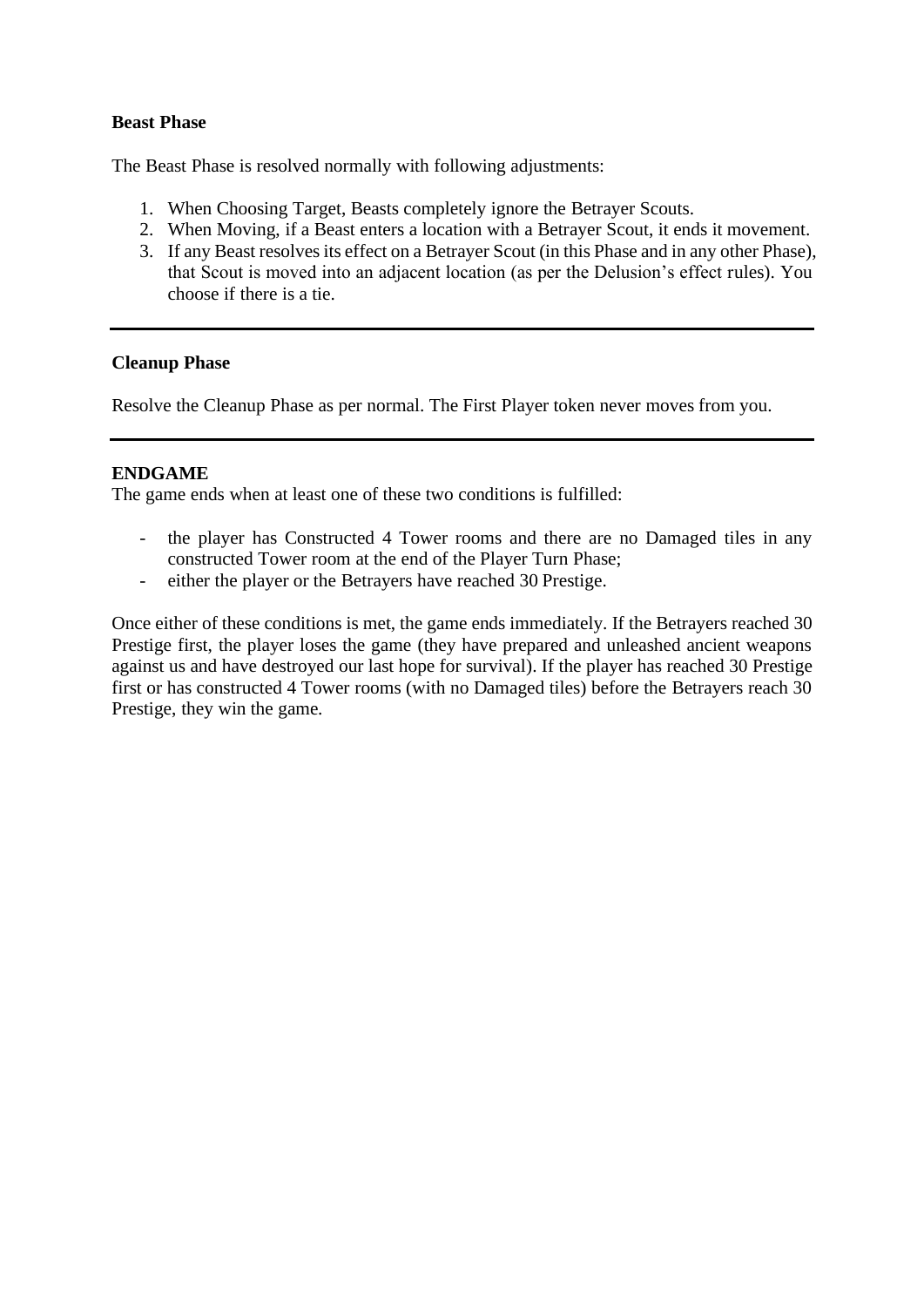**Beast Phase**

The Beast Phase is resolved normally with following adjustments:

1. When Choosing Target, Beasts completely ignore the Betrayer Scouts.
2. When Moving, if a Beast enters a location with a Betrayer Scout, it ends it movement.
3. If any Beast resolves its effect on a Betrayer Scout (in this Phase and in any other Phase), that Scout is moved into an adjacent location (as per the Delusion's effect rules). You choose if there is a tie.

---

**Cleanup Phase**

Resolve the Cleanup Phase as per normal. The First Player token never moves from you.

---

**ENDGAME**

The game ends when at least one of these two conditions is fulfilled:

- the player has Constructed 4 Tower rooms and there are no Damaged tiles in any constructed Tower room at the end of the Player Turn Phase;
- either the player or the Betrayers have reached 30 Prestige.

Once either of these conditions is met, the game ends immediately. If the Betrayers reached 30 Prestige first, the player loses the game (they have prepared and unleashed ancient weapons against us and have destroyed our last hope for survival). If the player has reached 30 Prestige first or has constructed 4 Tower rooms (with no Damaged tiles) before the Betrayers reach 30 Prestige, they win the game.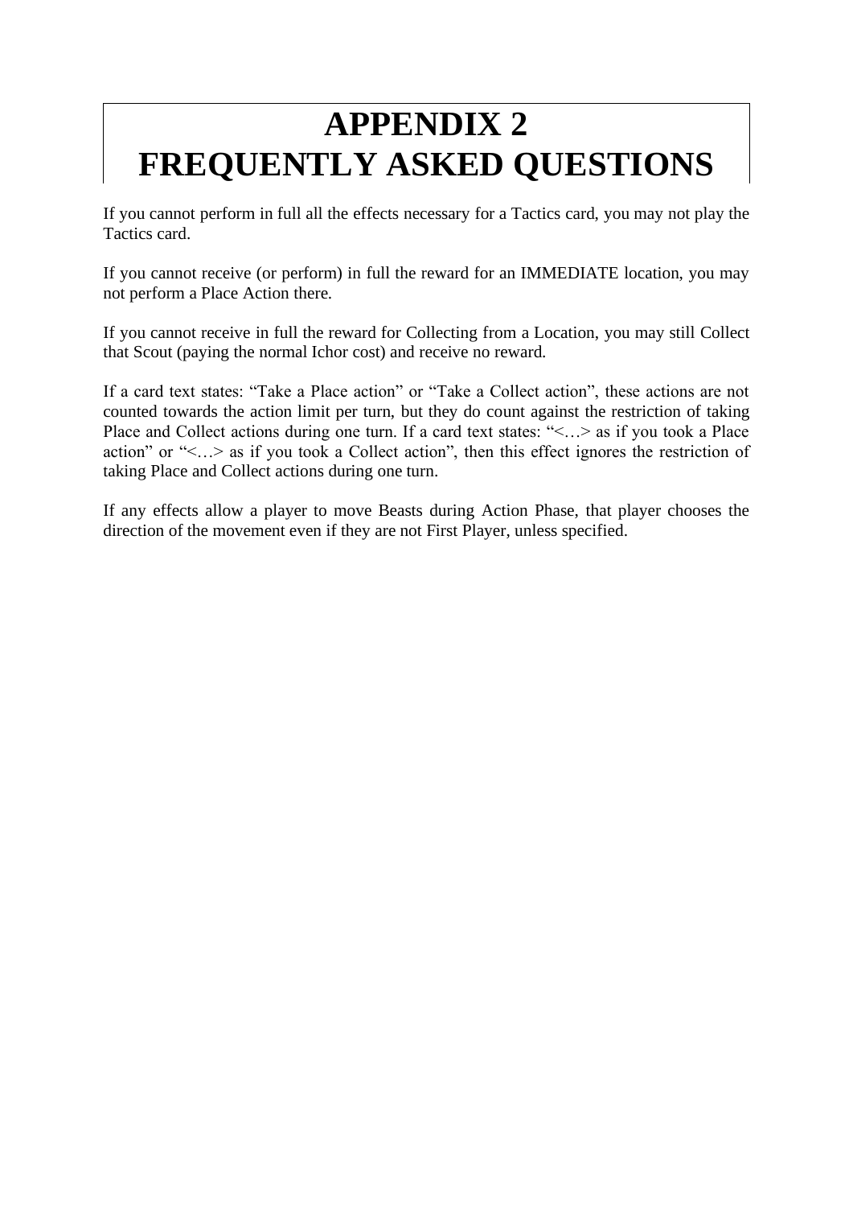# APPENDIX 2 FREQUENTLY ASKED QUESTIONS

If you cannot perform in full all the effects necessary for a Tactics card, you may not play the Tactics card.

If you cannot receive (or perform) in full the reward for an IMMEDIATE location, you may not perform a Place Action there.

If you cannot receive in full the reward for Collecting from a Location, you may still Collect that Scout (paying the normal Ichor cost) and receive no reward.

If a card text states: "Take a Place action" or "Take a Collect action", these actions are not counted towards the action limit per turn, but they do count against the restriction of taking Place and Collect actions during one turn. If a card text states: "<…> as if you took a Place action" or "<…> as if you took a Collect action", then this effect ignores the restriction of taking Place and Collect actions during one turn.

If any effects allow a player to move Beasts during Action Phase, that player chooses the direction of the movement even if they are not First Player, unless specified.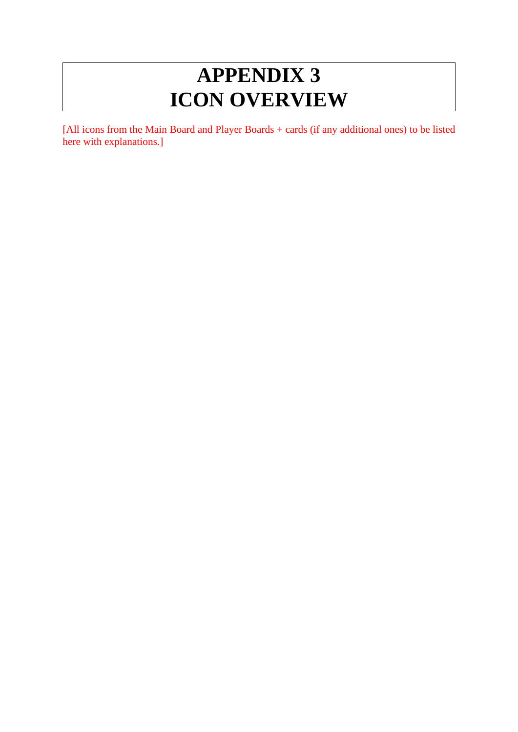# APPENDIX 3
# ICON OVERVIEW

[All icons from the Main Board and Player Boards + cards (if any additional ones) to be listed here with explanations.]